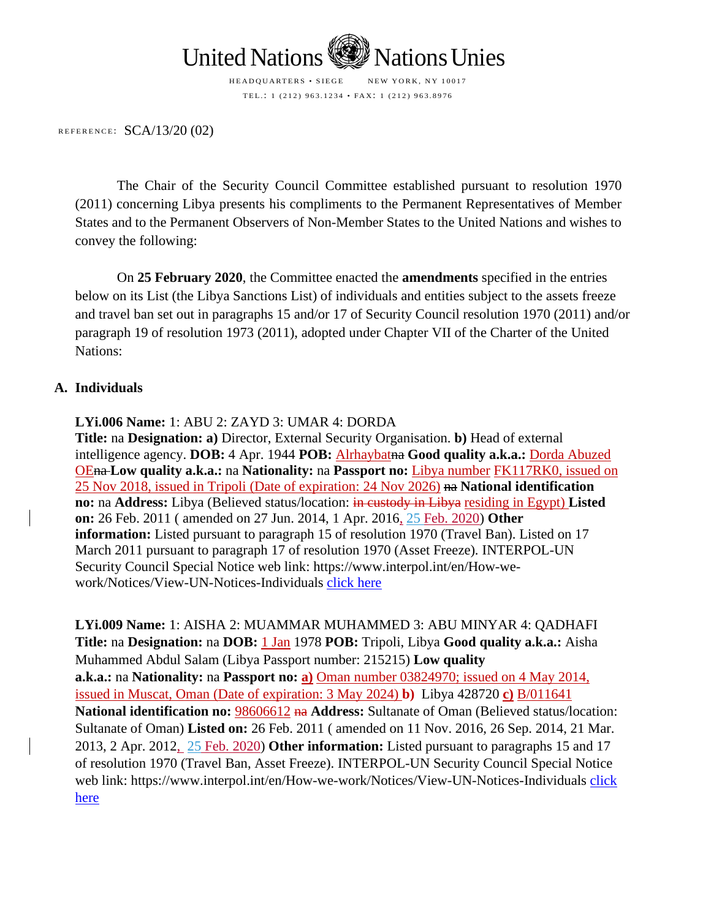United Nations Nations Unies

HEADQUARTERS • SIEGE NEW YORK, NY 10017

TEL.: 1 (212) 963.1234 • FAX: 1 (212) 963.8976

REFERENCE: SCA/13/20 (02)

The Chair of the Security Council Committee established pursuant to resolution 1970 (2011) concerning Libya presents his compliments to the Permanent Representatives of Member States and to the Permanent Observers of Non-Member States to the United Nations and wishes to convey the following:

On **25 February 2020**, the Committee enacted the **amendments** specified in the entries below on its List (the Libya Sanctions List) of individuals and entities subject to the assets freeze and travel ban set out in paragraphs 15 and/or 17 of Security Council resolution 1970 (2011) and/or paragraph 19 of resolution 1973 (2011), adopted under Chapter VII of the Charter of the United Nations:

## A. Individuals

**LYi.006 Name:** 1: ABU 2: ZAYD 3: UMAR 4: DORDA
**Title:** na **Designation: a)** Director, External Security Organisation. **b)** Head of external intelligence agency. **DOB:** 4 Apr. 1944 **POB:** Alrhaybat~~na~~ **Good quality a.k.a.:** Dorda Abuzed OE~~na~~ **Low quality a.k.a.:** na **Nationality:** na **Passport no:** Libya number FK117RK0, issued on 25 Nov 2018, issued in Tripoli (Date of expiration: 24 Nov 2026) ~~na~~ **National identification no:** na **Address:** Libya (Believed status/location: ~~in custody in Libya~~ residing in Egypt) **Listed on:** 26 Feb. 2011 ( amended on 27 Jun. 2014, 1 Apr. 2016, 25 Feb. 2020) **Other information:** Listed pursuant to paragraph 15 of resolution 1970 (Travel Ban). Listed on 17 March 2011 pursuant to paragraph 17 of resolution 1970 (Asset Freeze). INTERPOL-UN Security Council Special Notice web link: https://www.interpol.int/en/How-we-work/Notices/View-UN-Notices-Individuals click here

**LYi.009 Name:** 1: AISHA 2: MUAMMAR MUHAMMED 3: ABU MINYAR 4: QADHAFI
**Title:** na **Designation:** na **DOB:** 1 Jan 1978 **POB:** Tripoli, Libya **Good quality a.k.a.:** Aisha Muhammed Abdul Salam (Libya Passport number: 215215) **Low quality a.k.a.:** na **Nationality:** na **Passport no: a)** Oman number 03824970; issued on 4 May 2014, issued in Muscat, Oman (Date of expiration: 3 May 2024) **b)** Libya 428720 **c)** B/011641 **National identification no:** 98606612 ~~na~~ **Address:** Sultanate of Oman (Believed status/location: Sultanate of Oman) **Listed on:** 26 Feb. 2011 ( amended on 11 Nov. 2016, 26 Sep. 2014, 21 Mar. 2013, 2 Apr. 2012, 25 Feb. 2020) **Other information:** Listed pursuant to paragraphs 15 and 17 of resolution 1970 (Travel Ban, Asset Freeze). INTERPOL-UN Security Council Special Notice web link: https://www.interpol.int/en/How-we-work/Notices/View-UN-Notices-Individuals click here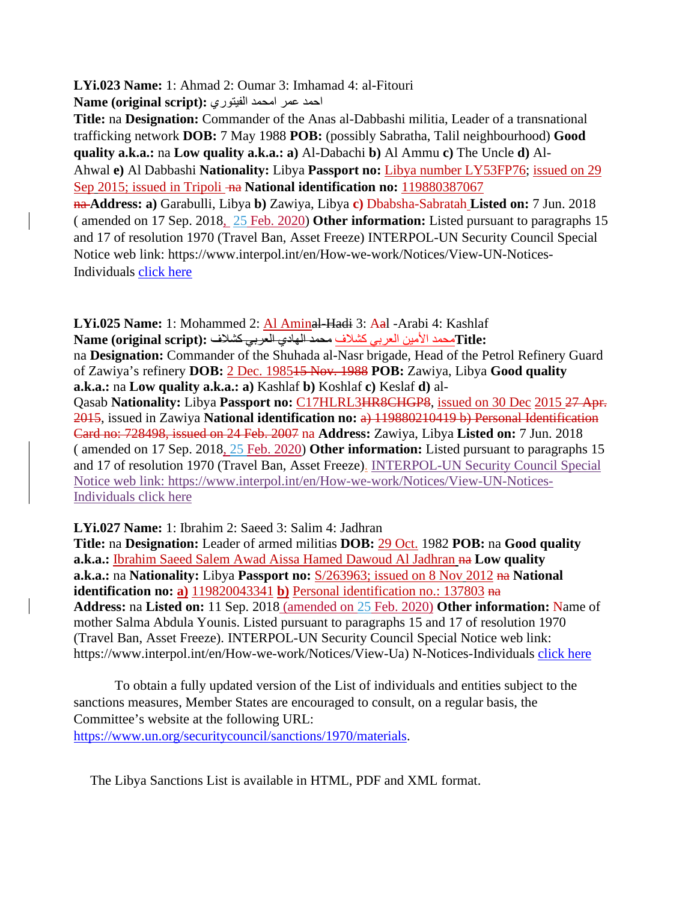**LYi.023 Name:** 1: Ahmad 2: Oumar 3: Imhamad 4: al-Fitouri

**Name (original script):** احمد عمر امحمد الفيتوري

**Title:** na **Designation:** Commander of the Anas al-Dabbashi militia, Leader of a transnational trafficking network **DOB:** 7 May 1988 **POB:** (possibly Sabratha, Talil neighbourhood) **Good quality a.k.a.:** na **Low quality a.k.a.: a)** Al-Dabachi **b)** Al Ammu **c)** The Uncle **d)** Al-Ahwal **e)** Al Dabbashi **Nationality:** Libya **Passport no:** Libya number LY53FP76; issued on 29 Sep 2015; issued in Tripoli ~~na~~ **National identification no:** 119880387067 ~~na~~ **Address: a)** Garabulli, Libya **b)** Zawiya, Libya **c)** Dbabsha-Sabratah **Listed on:** 7 Jun. 2018 ( amended on 17 Sep. 2018, 25 Feb. 2020) **Other information:** Listed pursuant to paragraphs 15 and 17 of resolution 1970 (Travel Ban, Asset Freeze) INTERPOL-UN Security Council Special Notice web link: https://www.interpol.int/en/How-we-work/Notices/View-UN-Notices-Individuals click here

**LYi.025 Name:** 1: Mohammed 2: Al Amin~~al-Hadi~~ 3: A~~a~~l -Arabi 4: Kashlaf

**Name (original script):** ~~محمد الهادي العربي كشلاف~~ محمد الأمين العربي كشلاف **Title:** na **Designation:** Commander of the Shuhada al-Nasr brigade, Head of the Petrol Refinery Guard of Zawiya's refinery **DOB:** 2 Dec. 1985~~15 Nov. 1988~~ **POB:** Zawiya, Libya **Good quality a.k.a.:** na **Low quality a.k.a.: a)** Kashlaf **b)** Koshlaf **c)** Keslaf **d)** al-Qasab **Nationality:** Libya **Passport no:** C17HLRL3~~HR8CHGP8~~, issued on 30 Dec 2015 ~~27 Apr. 2015~~, issued in Zawiya **National identification no:** ~~a) 119880210419 b) Personal Identification Card no: 728498, issued on 24 Feb. 2007~~ na **Address:** Zawiya, Libya **Listed on:** 7 Jun. 2018 ( amended on 17 Sep. 2018, 25 Feb. 2020) **Other information:** Listed pursuant to paragraphs 15 and 17 of resolution 1970 (Travel Ban, Asset Freeze). INTERPOL-UN Security Council Special Notice web link: https://www.interpol.int/en/How-we-work/Notices/View-UN-Notices-Individuals click here

**LYi.027 Name:** 1: Ibrahim 2: Saeed 3: Salim 4: Jadhran

**Title:** na **Designation:** Leader of armed militias **DOB:** 29 Oct. 1982 **POB:** na **Good quality a.k.a.:** Ibrahim Saeed Salem Awad Aissa Hamed Dawoud Al Jadhran ~~na~~ **Low quality a.k.a.:** na **Nationality:** Libya **Passport no:** S/263963; issued on 8 Nov 2012 ~~na~~ **National identification no: a)** 119820043341 **b)** Personal identification no.: 137803 ~~na~~ **Address:** na **Listed on:** 11 Sep. 2018 (amended on 25 Feb. 2020) **Other information:** Name of mother Salma Abdula Younis. Listed pursuant to paragraphs 15 and 17 of resolution 1970 (Travel Ban, Asset Freeze). INTERPOL-UN Security Council Special Notice web link: https://www.interpol.int/en/How-we-work/Notices/View-Ua) N-Notices-Individuals click here

To obtain a fully updated version of the List of individuals and entities subject to the sanctions measures, Member States are encouraged to consult, on a regular basis, the Committee's website at the following URL: https://www.un.org/securitycouncil/sanctions/1970/materials.

The Libya Sanctions List is available in HTML, PDF and XML format.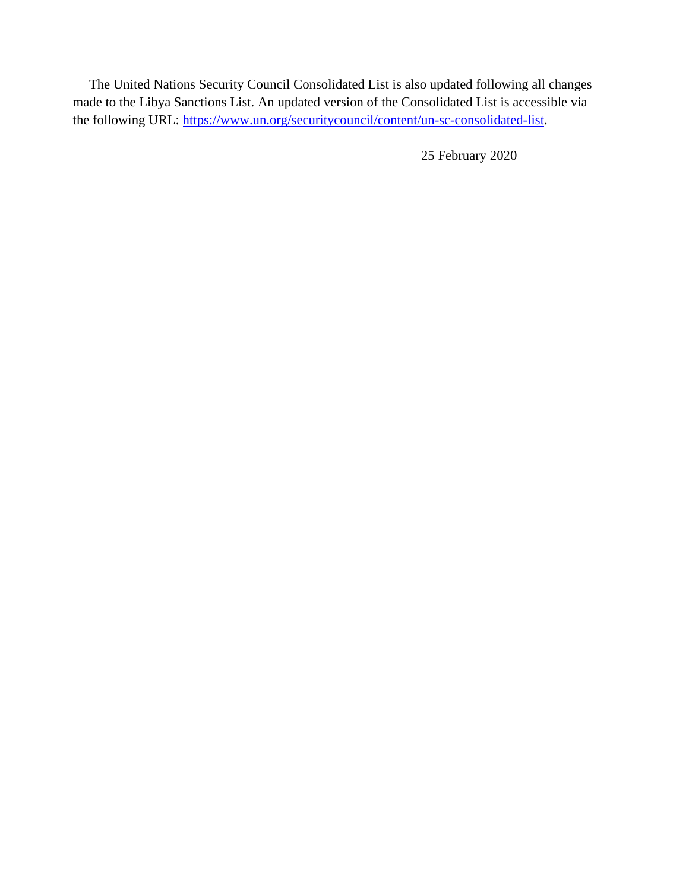The United Nations Security Council Consolidated List is also updated following all changes made to the Libya Sanctions List. An updated version of the Consolidated List is accessible via the following URL: [https://www.un.org/securitycouncil/content/un-sc-consolidated-list](https://www.un.org/securitycouncil/content/un-sc-consolidated-list).

25 February 2020